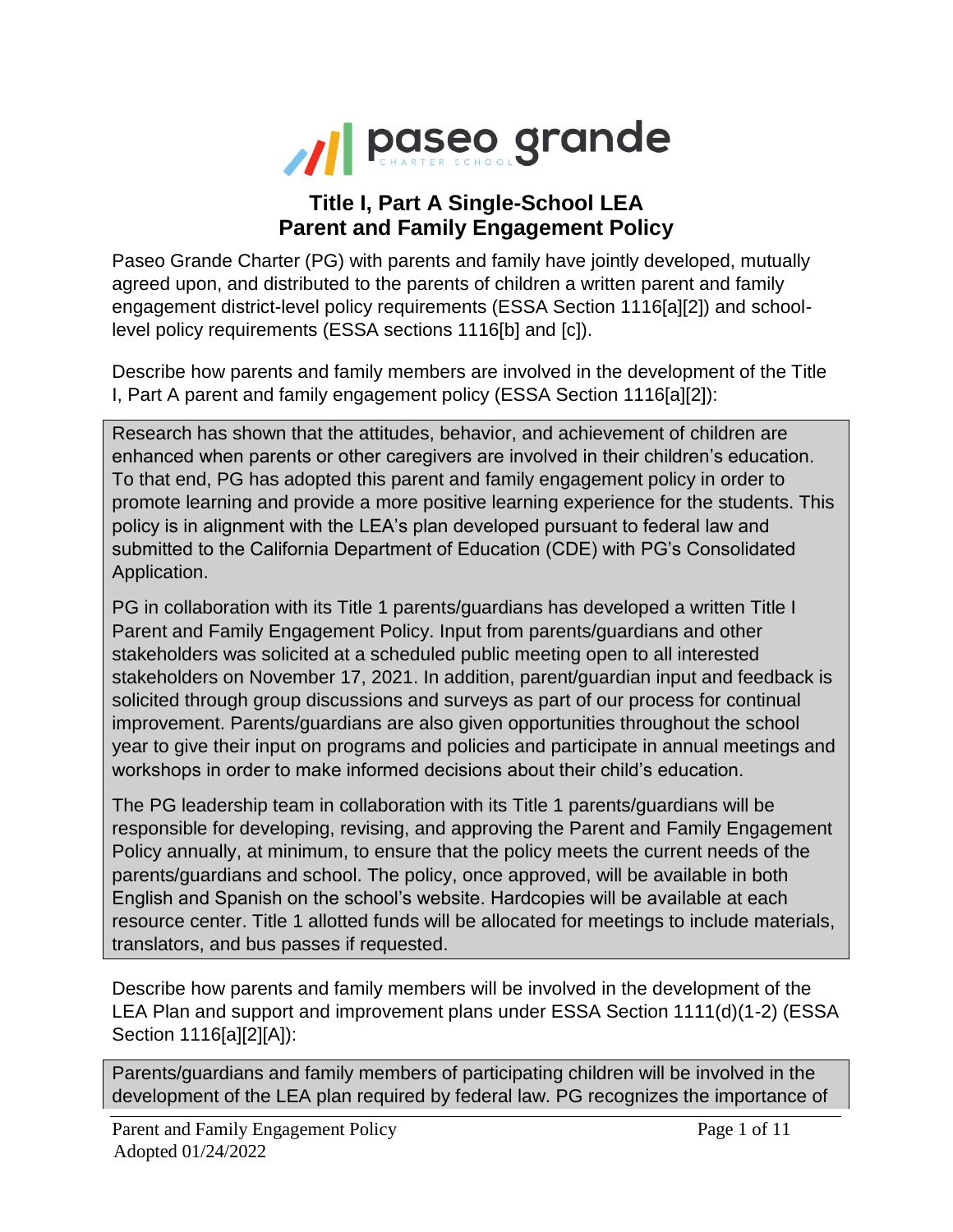paseo grande
CHARTER SCHOOL

# Title I, Part A Single-School LEA Parent and Family Engagement Policy

Paseo Grande Charter (PG) with parents and family have jointly developed, mutually agreed upon, and distributed to the parents of children a written parent and family engagement district-level policy requirements (ESSA Section 1116[a][2]) and school-level policy requirements (ESSA sections 1116[b] and [c]).

Describe how parents and family members are involved in the development of the Title I, Part A parent and family engagement policy (ESSA Section 1116[a][2]):

Research has shown that the attitudes, behavior, and achievement of children are enhanced when parents or other caregivers are involved in their children's education. To that end, PG has adopted this parent and family engagement policy in order to promote learning and provide a more positive learning experience for the students. This policy is in alignment with the LEA's plan developed pursuant to federal law and submitted to the California Department of Education (CDE) with PG's Consolidated Application.

PG in collaboration with its Title 1 parents/guardians has developed a written Title I Parent and Family Engagement Policy. Input from parents/guardians and other stakeholders was solicited at a scheduled public meeting open to all interested stakeholders on November 17, 2021. In addition, parent/guardian input and feedback is solicited through group discussions and surveys as part of our process for continual improvement. Parents/guardians are also given opportunities throughout the school year to give their input on programs and policies and participate in annual meetings and workshops in order to make informed decisions about their child's education.

The PG leadership team in collaboration with its Title 1 parents/guardians will be responsible for developing, revising, and approving the Parent and Family Engagement Policy annually, at minimum, to ensure that the policy meets the current needs of the parents/guardians and school. The policy, once approved, will be available in both English and Spanish on the school's website. Hardcopies will be available at each resource center. Title 1 allotted funds will be allocated for meetings to include materials, translators, and bus passes if requested.

Describe how parents and family members will be involved in the development of the LEA Plan and support and improvement plans under ESSA Section 1111(d)(1-2) (ESSA Section 1116[a][2][A]):

Parents/guardians and family members of participating children will be involved in the development of the LEA plan required by federal law. PG recognizes the importance of

Parent and Family Engagement Policy
Adopted 01/24/2022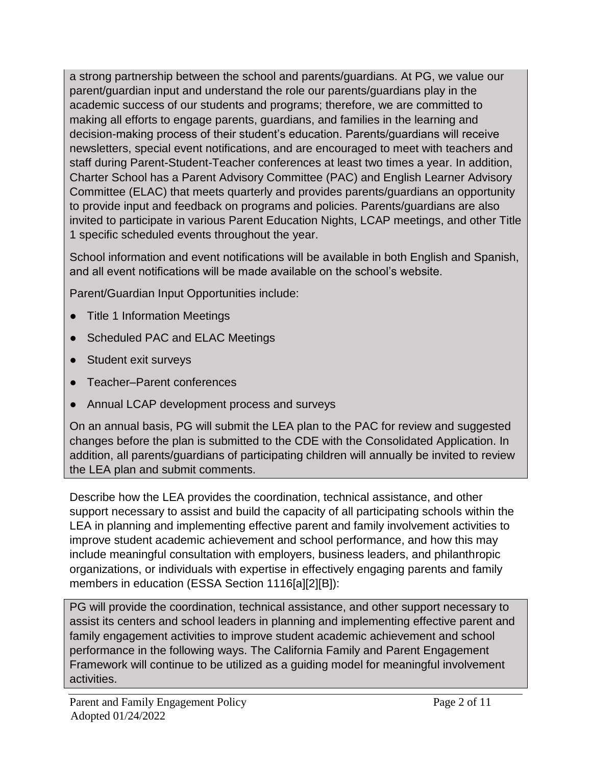a strong partnership between the school and parents/guardians. At PG, we value our parent/guardian input and understand the role our parents/guardians play in the academic success of our students and programs; therefore, we are committed to making all efforts to engage parents, guardians, and families in the learning and decision-making process of their student's education. Parents/guardians will receive newsletters, special event notifications, and are encouraged to meet with teachers and staff during Parent-Student-Teacher conferences at least two times a year. In addition, Charter School has a Parent Advisory Committee (PAC) and English Learner Advisory Committee (ELAC) that meets quarterly and provides parents/guardians an opportunity to provide input and feedback on programs and policies. Parents/guardians are also invited to participate in various Parent Education Nights, LCAP meetings, and other Title 1 specific scheduled events throughout the year.

School information and event notifications will be available in both English and Spanish, and all event notifications will be made available on the school's website.

Parent/Guardian Input Opportunities include:

- Title 1 Information Meetings
- Scheduled PAC and ELAC Meetings
- Student exit surveys
- Teacher–Parent conferences
- Annual LCAP development process and surveys

On an annual basis, PG will submit the LEA plan to the PAC for review and suggested changes before the plan is submitted to the CDE with the Consolidated Application. In addition, all parents/guardians of participating children will annually be invited to review the LEA plan and submit comments.

Describe how the LEA provides the coordination, technical assistance, and other support necessary to assist and build the capacity of all participating schools within the LEA in planning and implementing effective parent and family involvement activities to improve student academic achievement and school performance, and how this may include meaningful consultation with employers, business leaders, and philanthropic organizations, or individuals with expertise in effectively engaging parents and family members in education (ESSA Section 1116[a][2][B]):

PG will provide the coordination, technical assistance, and other support necessary to assist its centers and school leaders in planning and implementing effective parent and family engagement activities to improve student academic achievement and school performance in the following ways. The California Family and Parent Engagement Framework will continue to be utilized as a guiding model for meaningful involvement activities.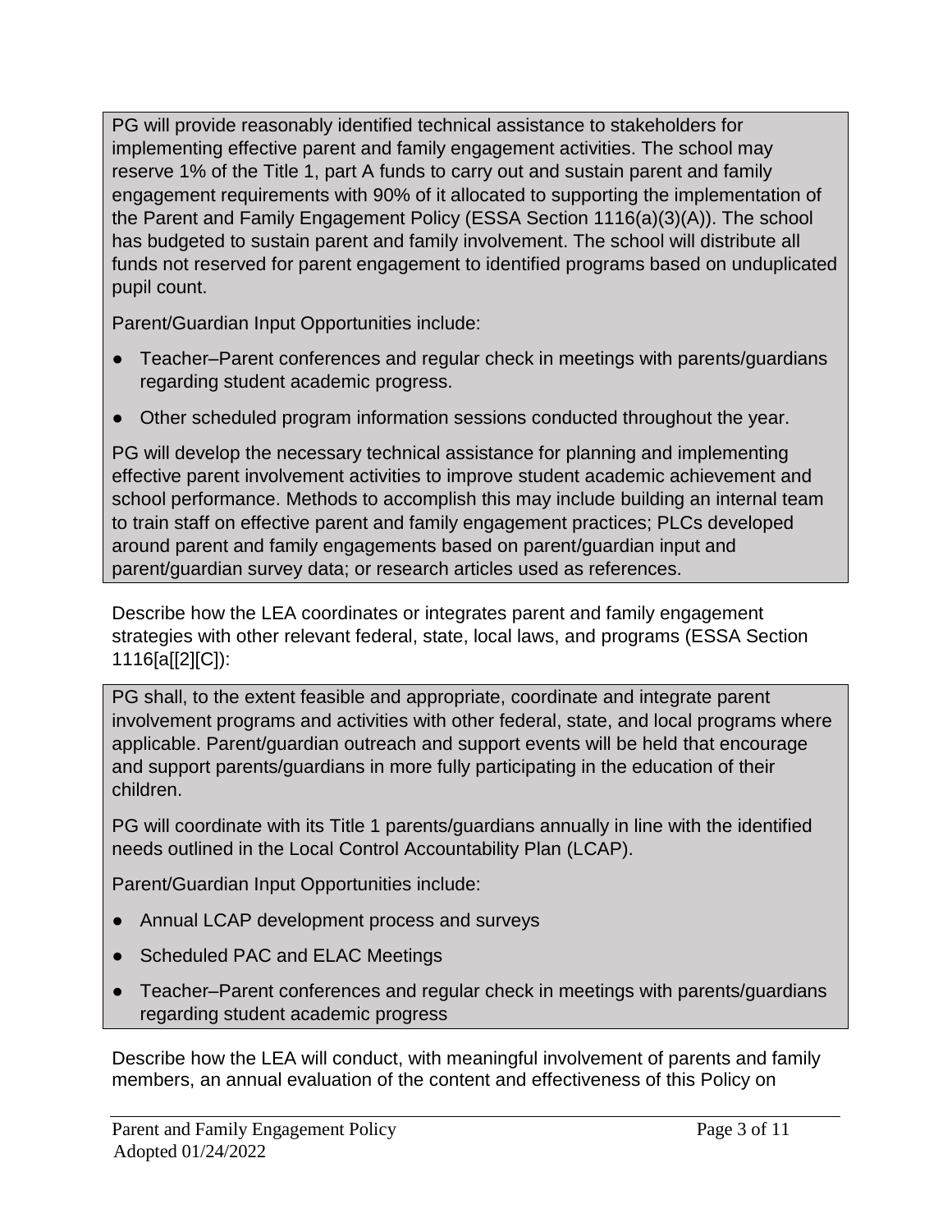PG will provide reasonably identified technical assistance to stakeholders for implementing effective parent and family engagement activities. The school may reserve 1% of the Title 1, part A funds to carry out and sustain parent and family engagement requirements with 90% of it allocated to supporting the implementation of the Parent and Family Engagement Policy (ESSA Section 1116(a)(3)(A)). The school has budgeted to sustain parent and family involvement. The school will distribute all funds not reserved for parent engagement to identified programs based on unduplicated pupil count.

Parent/Guardian Input Opportunities include:

- Teacher–Parent conferences and regular check in meetings with parents/guardians regarding student academic progress.
- Other scheduled program information sessions conducted throughout the year.

PG will develop the necessary technical assistance for planning and implementing effective parent involvement activities to improve student academic achievement and school performance. Methods to accomplish this may include building an internal team to train staff on effective parent and family engagement practices; PLCs developed around parent and family engagements based on parent/guardian input and parent/guardian survey data; or research articles used as references.

Describe how the LEA coordinates or integrates parent and family engagement strategies with other relevant federal, state, local laws, and programs (ESSA Section 1116[a[[2][C]):

PG shall, to the extent feasible and appropriate, coordinate and integrate parent involvement programs and activities with other federal, state, and local programs where applicable. Parent/guardian outreach and support events will be held that encourage and support parents/guardians in more fully participating in the education of their children.

PG will coordinate with its Title 1 parents/guardians annually in line with the identified needs outlined in the Local Control Accountability Plan (LCAP).

Parent/Guardian Input Opportunities include:

- Annual LCAP development process and surveys
- Scheduled PAC and ELAC Meetings
- Teacher–Parent conferences and regular check in meetings with parents/guardians regarding student academic progress

Describe how the LEA will conduct, with meaningful involvement of parents and family members, an annual evaluation of the content and effectiveness of this Policy on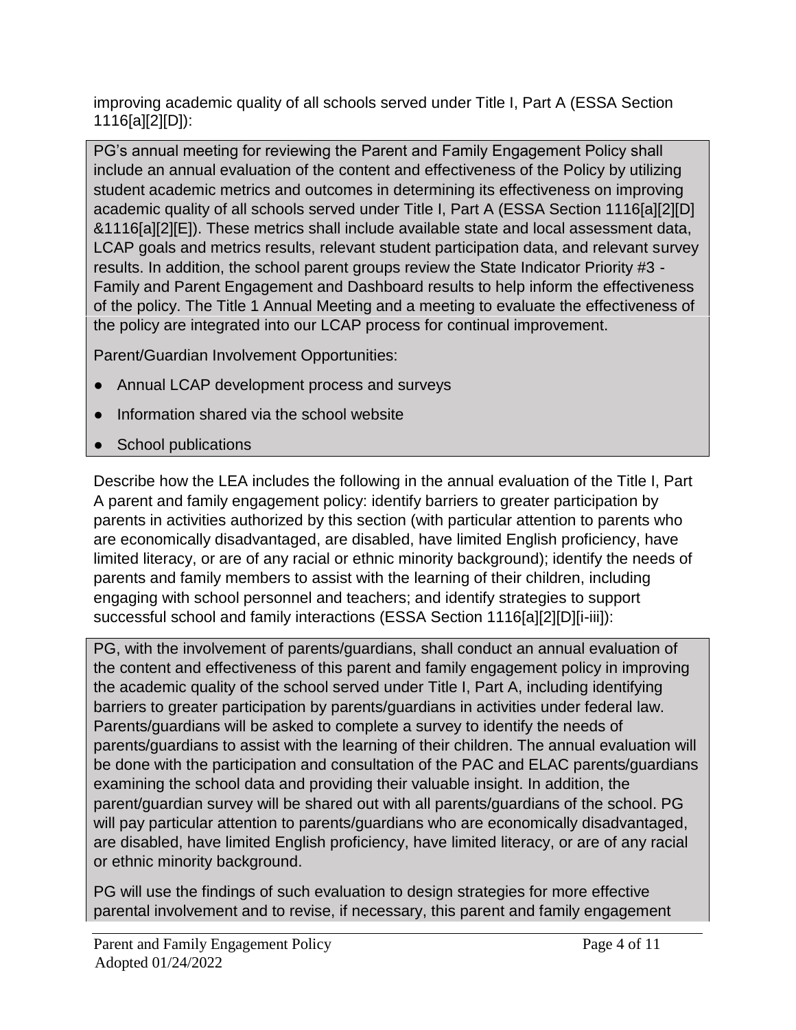improving academic quality of all schools served under Title I, Part A (ESSA Section 1116[a][2][D]):

PG's annual meeting for reviewing the Parent and Family Engagement Policy shall include an annual evaluation of the content and effectiveness of the Policy by utilizing student academic metrics and outcomes in determining its effectiveness on improving academic quality of all schools served under Title I, Part A (ESSA Section 1116[a][2][D] &1116[a][2][E]). These metrics shall include available state and local assessment data, LCAP goals and metrics results, relevant student participation data, and relevant survey results. In addition, the school parent groups review the State Indicator Priority #3 - Family and Parent Engagement and Dashboard results to help inform the effectiveness of the policy. The Title 1 Annual Meeting and a meeting to evaluate the effectiveness of the policy are integrated into our LCAP process for continual improvement.

Parent/Guardian Involvement Opportunities:

- Annual LCAP development process and surveys
- Information shared via the school website
- School publications

Describe how the LEA includes the following in the annual evaluation of the Title I, Part A parent and family engagement policy: identify barriers to greater participation by parents in activities authorized by this section (with particular attention to parents who are economically disadvantaged, are disabled, have limited English proficiency, have limited literacy, or are of any racial or ethnic minority background); identify the needs of parents and family members to assist with the learning of their children, including engaging with school personnel and teachers; and identify strategies to support successful school and family interactions (ESSA Section 1116[a][2][D][i-iii]):

PG, with the involvement of parents/guardians, shall conduct an annual evaluation of the content and effectiveness of this parent and family engagement policy in improving the academic quality of the school served under Title I, Part A, including identifying barriers to greater participation by parents/guardians in activities under federal law. Parents/guardians will be asked to complete a survey to identify the needs of parents/guardians to assist with the learning of their children. The annual evaluation will be done with the participation and consultation of the PAC and ELAC parents/guardians examining the school data and providing their valuable insight. In addition, the parent/guardian survey will be shared out with all parents/guardians of the school. PG will pay particular attention to parents/guardians who are economically disadvantaged, are disabled, have limited English proficiency, have limited literacy, or are of any racial or ethnic minority background.

PG will use the findings of such evaluation to design strategies for more effective parental involvement and to revise, if necessary, this parent and family engagement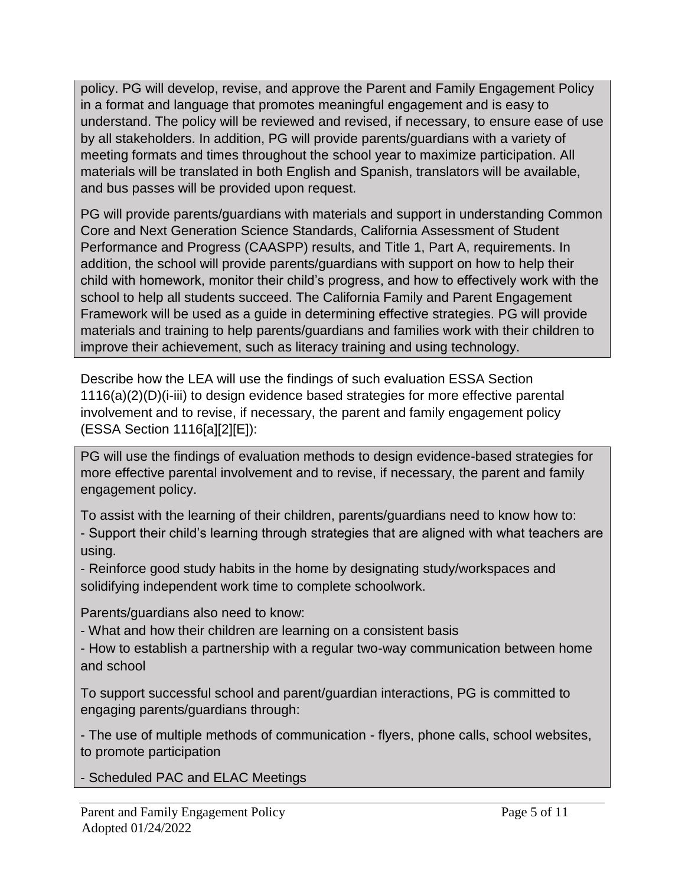policy. PG will develop, revise, and approve the Parent and Family Engagement Policy in a format and language that promotes meaningful engagement and is easy to understand. The policy will be reviewed and revised, if necessary, to ensure ease of use by all stakeholders. In addition, PG will provide parents/guardians with a variety of meeting formats and times throughout the school year to maximize participation. All materials will be translated in both English and Spanish, translators will be available, and bus passes will be provided upon request.

PG will provide parents/guardians with materials and support in understanding Common Core and Next Generation Science Standards, California Assessment of Student Performance and Progress (CAASPP) results, and Title 1, Part A, requirements. In addition, the school will provide parents/guardians with support on how to help their child with homework, monitor their child's progress, and how to effectively work with the school to help all students succeed. The California Family and Parent Engagement Framework will be used as a guide in determining effective strategies. PG will provide materials and training to help parents/guardians and families work with their children to improve their achievement, such as literacy training and using technology.

Describe how the LEA will use the findings of such evaluation ESSA Section 1116(a)(2)(D)(i-iii) to design evidence based strategies for more effective parental involvement and to revise, if necessary, the parent and family engagement policy (ESSA Section 1116[a][2][E]):

PG will use the findings of evaluation methods to design evidence-based strategies for more effective parental involvement and to revise, if necessary, the parent and family engagement policy.

To assist with the learning of their children, parents/guardians need to know how to:
- Support their child's learning through strategies that are aligned with what teachers are using.
- Reinforce good study habits in the home by designating study/workspaces and solidifying independent work time to complete schoolwork.

Parents/guardians also need to know:
- What and how their children are learning on a consistent basis
- How to establish a partnership with a regular two-way communication between home and school

To support successful school and parent/guardian interactions, PG is committed to engaging parents/guardians through:

- The use of multiple methods of communication - flyers, phone calls, school websites, to promote participation

- Scheduled PAC and ELAC Meetings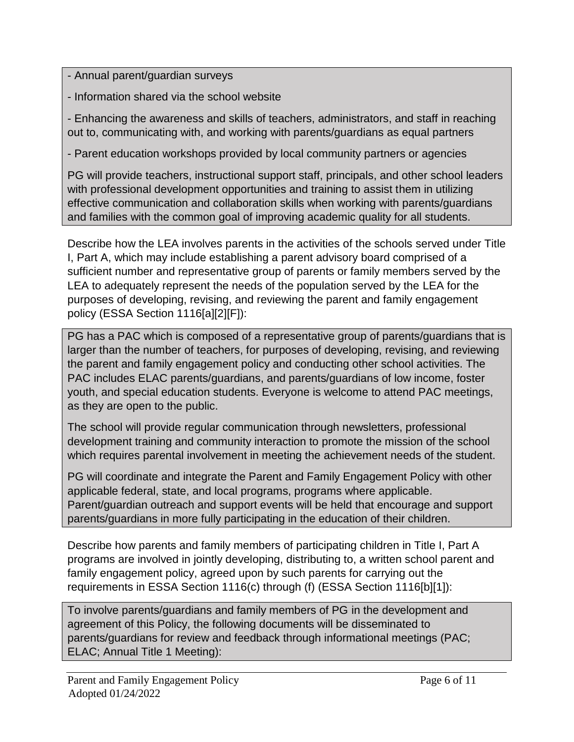- Annual parent/guardian surveys

- Information shared via the school website

- Enhancing the awareness and skills of teachers, administrators, and staff in reaching out to, communicating with, and working with parents/guardians as equal partners

- Parent education workshops provided by local community partners or agencies

PG will provide teachers, instructional support staff, principals, and other school leaders with professional development opportunities and training to assist them in utilizing effective communication and collaboration skills when working with parents/guardians and families with the common goal of improving academic quality for all students.

Describe how the LEA involves parents in the activities of the schools served under Title I, Part A, which may include establishing a parent advisory board comprised of a sufficient number and representative group of parents or family members served by the LEA to adequately represent the needs of the population served by the LEA for the purposes of developing, revising, and reviewing the parent and family engagement policy (ESSA Section 1116[a][2][F]):

PG has a PAC which is composed of a representative group of parents/guardians that is larger than the number of teachers, for purposes of developing, revising, and reviewing the parent and family engagement policy and conducting other school activities. The PAC includes ELAC parents/guardians, and parents/guardians of low income, foster youth, and special education students. Everyone is welcome to attend PAC meetings, as they are open to the public.

The school will provide regular communication through newsletters, professional development training and community interaction to promote the mission of the school which requires parental involvement in meeting the achievement needs of the student.

PG will coordinate and integrate the Parent and Family Engagement Policy with other applicable federal, state, and local programs, programs where applicable. Parent/guardian outreach and support events will be held that encourage and support parents/guardians in more fully participating in the education of their children.

Describe how parents and family members of participating children in Title I, Part A programs are involved in jointly developing, distributing to, a written school parent and family engagement policy, agreed upon by such parents for carrying out the requirements in ESSA Section 1116(c) through (f) (ESSA Section 1116[b][1]):

To involve parents/guardians and family members of PG in the development and agreement of this Policy, the following documents will be disseminated to parents/guardians for review and feedback through informational meetings (PAC; ELAC; Annual Title 1 Meeting):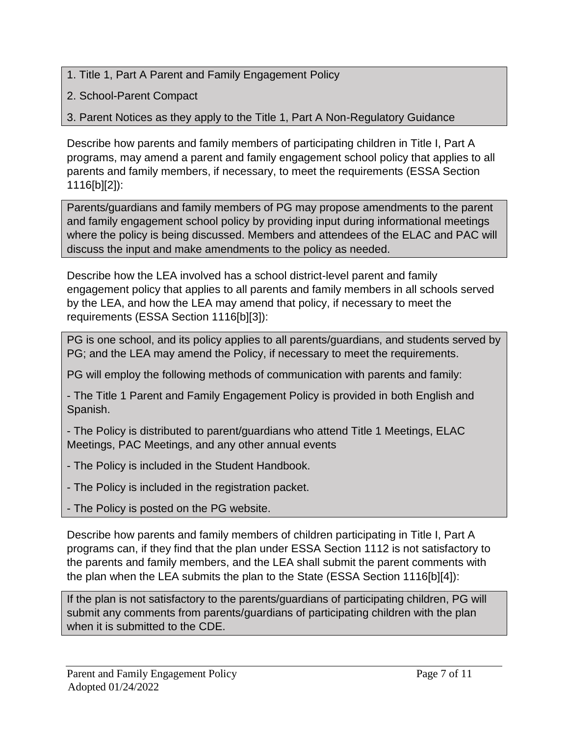1. Title 1, Part A Parent and Family Engagement Policy
2. School-Parent Compact
3. Parent Notices as they apply to the Title 1, Part A Non-Regulatory Guidance

Describe how parents and family members of participating children in Title I, Part A programs, may amend a parent and family engagement school policy that applies to all parents and family members, if necessary, to meet the requirements (ESSA Section 1116[b][2]):

Parents/guardians and family members of PG may propose amendments to the parent and family engagement school policy by providing input during informational meetings where the policy is being discussed. Members and attendees of the ELAC and PAC will discuss the input and make amendments to the policy as needed.

Describe how the LEA involved has a school district-level parent and family engagement policy that applies to all parents and family members in all schools served by the LEA, and how the LEA may amend that policy, if necessary to meet the requirements (ESSA Section 1116[b][3]):

PG is one school, and its policy applies to all parents/guardians, and students served by PG; and the LEA may amend the Policy, if necessary to meet the requirements.

PG will employ the following methods of communication with parents and family:

- The Title 1 Parent and Family Engagement Policy is provided in both English and Spanish.
- The Policy is distributed to parent/guardians who attend Title 1 Meetings, ELAC Meetings, PAC Meetings, and any other annual events
- The Policy is included in the Student Handbook.
- The Policy is included in the registration packet.
- The Policy is posted on the PG website.

Describe how parents and family members of children participating in Title I, Part A programs can, if they find that the plan under ESSA Section 1112 is not satisfactory to the parents and family members, and the LEA shall submit the parent comments with the plan when the LEA submits the plan to the State (ESSA Section 1116[b][4]):

If the plan is not satisfactory to the parents/guardians of participating children, PG will submit any comments from parents/guardians of participating children with the plan when it is submitted to the CDE.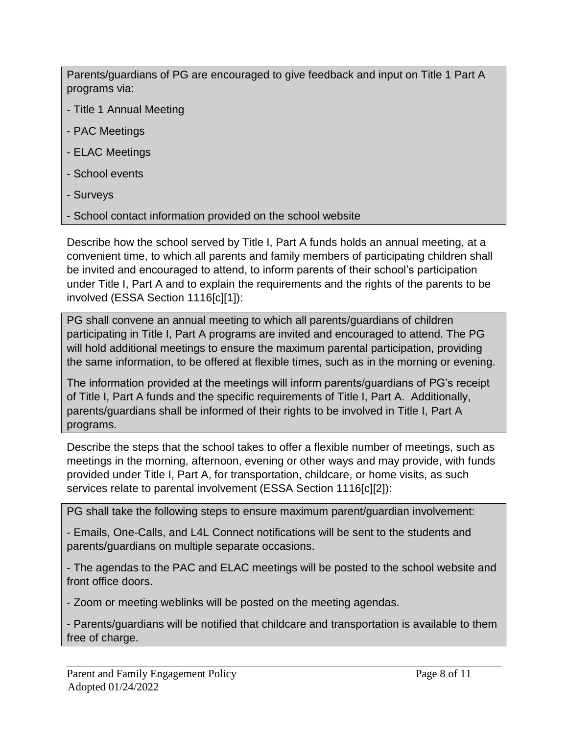Parents/guardians of PG are encouraged to give feedback and input on Title 1 Part A programs via:

- Title 1 Annual Meeting
- PAC Meetings
- ELAC Meetings
- School events
- Surveys
- School contact information provided on the school website

Describe how the school served by Title I, Part A funds holds an annual meeting, at a convenient time, to which all parents and family members of participating children shall be invited and encouraged to attend, to inform parents of their school's participation under Title I, Part A and to explain the requirements and the rights of the parents to be involved (ESSA Section 1116[c][1]):

PG shall convene an annual meeting to which all parents/guardians of children participating in Title I, Part A programs are invited and encouraged to attend. The PG will hold additional meetings to ensure the maximum parental participation, providing the same information, to be offered at flexible times, such as in the morning or evening.

The information provided at the meetings will inform parents/guardians of PG's receipt of Title I, Part A funds and the specific requirements of Title I, Part A. Additionally, parents/guardians shall be informed of their rights to be involved in Title I, Part A programs.

Describe the steps that the school takes to offer a flexible number of meetings, such as meetings in the morning, afternoon, evening or other ways and may provide, with funds provided under Title I, Part A, for transportation, childcare, or home visits, as such services relate to parental involvement (ESSA Section 1116[c][2]):

PG shall take the following steps to ensure maximum parent/guardian involvement:

- Emails, One-Calls, and L4L Connect notifications will be sent to the students and parents/guardians on multiple separate occasions.
- The agendas to the PAC and ELAC meetings will be posted to the school website and front office doors.
- Zoom or meeting weblinks will be posted on the meeting agendas.
- Parents/guardians will be notified that childcare and transportation is available to them free of charge.

Parent and Family Engagement Policy
Adopted 01/24/2022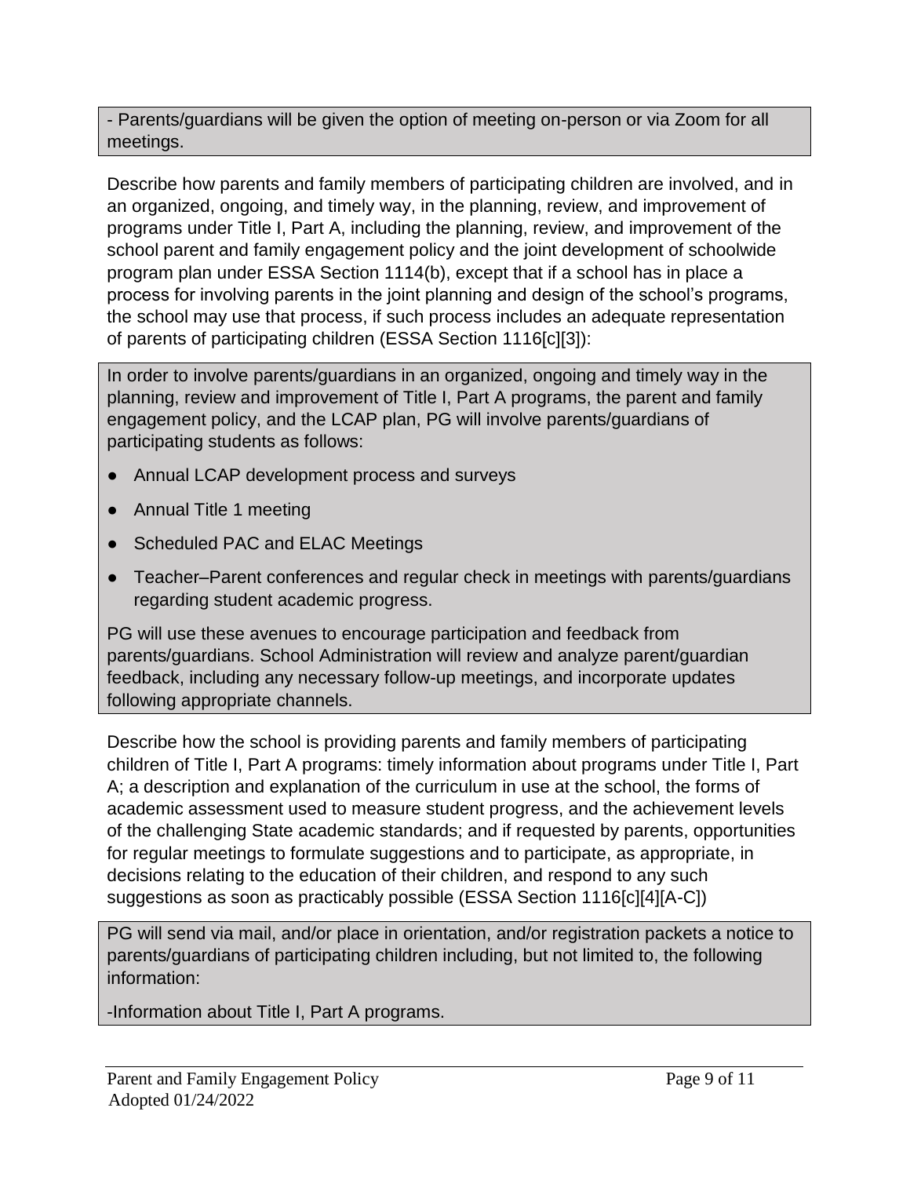- Parents/guardians will be given the option of meeting on-person or via Zoom for all meetings.

Describe how parents and family members of participating children are involved, and in an organized, ongoing, and timely way, in the planning, review, and improvement of programs under Title I, Part A, including the planning, review, and improvement of the school parent and family engagement policy and the joint development of schoolwide program plan under ESSA Section 1114(b), except that if a school has in place a process for involving parents in the joint planning and design of the school's programs, the school may use that process, if such process includes an adequate representation of parents of participating children (ESSA Section 1116[c][3]):

In order to involve parents/guardians in an organized, ongoing and timely way in the planning, review and improvement of Title I, Part A programs, the parent and family engagement policy, and the LCAP plan, PG will involve parents/guardians of participating students as follows:

- Annual LCAP development process and surveys
- Annual Title 1 meeting
- Scheduled PAC and ELAC Meetings
- Teacher–Parent conferences and regular check in meetings with parents/guardians regarding student academic progress.

PG will use these avenues to encourage participation and feedback from parents/guardians. School Administration will review and analyze parent/guardian feedback, including any necessary follow-up meetings, and incorporate updates following appropriate channels.

Describe how the school is providing parents and family members of participating children of Title I, Part A programs: timely information about programs under Title I, Part A; a description and explanation of the curriculum in use at the school, the forms of academic assessment used to measure student progress, and the achievement levels of the challenging State academic standards; and if requested by parents, opportunities for regular meetings to formulate suggestions and to participate, as appropriate, in decisions relating to the education of their children, and respond to any such suggestions as soon as practicably possible (ESSA Section 1116[c][4][A-C])

PG will send via mail, and/or place in orientation, and/or registration packets a notice to parents/guardians of participating children including, but not limited to, the following information:

-Information about Title I, Part A programs.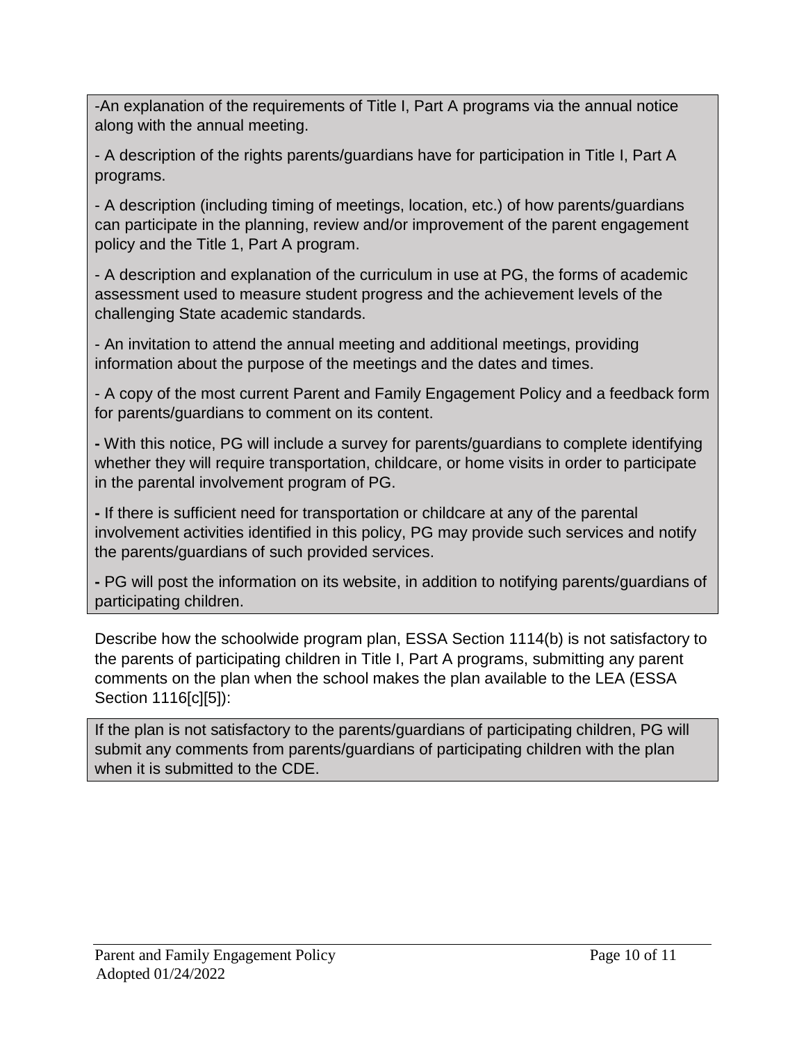-An explanation of the requirements of Title I, Part A programs via the annual notice along with the annual meeting.

- A description of the rights parents/guardians have for participation in Title I, Part A programs.

- A description (including timing of meetings, location, etc.) of how parents/guardians can participate in the planning, review and/or improvement of the parent engagement policy and the Title 1, Part A program.

- A description and explanation of the curriculum in use at PG, the forms of academic assessment used to measure student progress and the achievement levels of the challenging State academic standards.

- An invitation to attend the annual meeting and additional meetings, providing information about the purpose of the meetings and the dates and times.

- A copy of the most current Parent and Family Engagement Policy and a feedback form for parents/guardians to comment on its content.

**-** With this notice, PG will include a survey for parents/guardians to complete identifying whether they will require transportation, childcare, or home visits in order to participate in the parental involvement program of PG.

**-** If there is sufficient need for transportation or childcare at any of the parental involvement activities identified in this policy, PG may provide such services and notify the parents/guardians of such provided services.

**-** PG will post the information on its website, in addition to notifying parents/guardians of participating children.

Describe how the schoolwide program plan, ESSA Section 1114(b) is not satisfactory to the parents of participating children in Title I, Part A programs, submitting any parent comments on the plan when the school makes the plan available to the LEA (ESSA Section 1116[c][5]):

If the plan is not satisfactory to the parents/guardians of participating children, PG will submit any comments from parents/guardians of participating children with the plan when it is submitted to the CDE.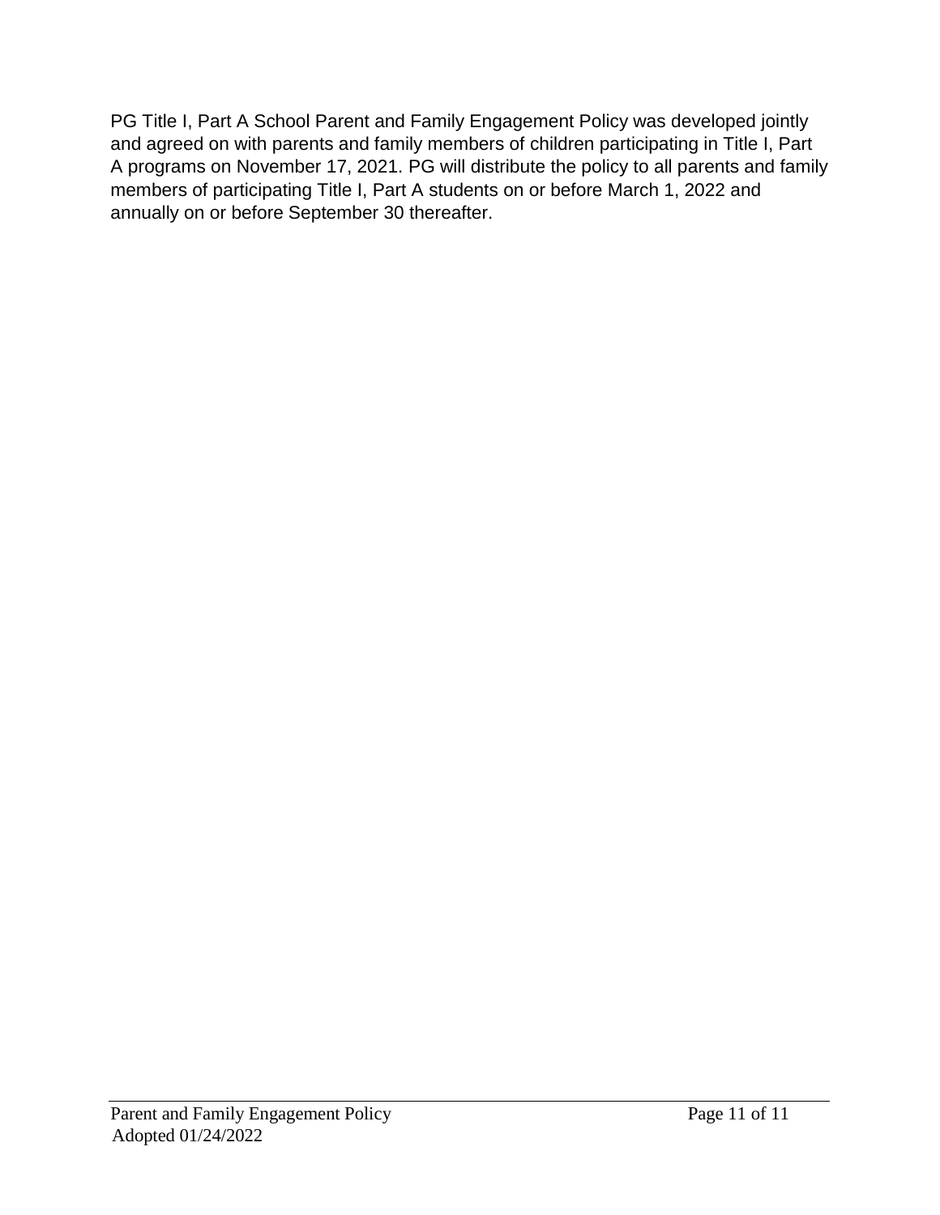PG Title I, Part A School Parent and Family Engagement Policy was developed jointly and agreed on with parents and family members of children participating in Title I, Part A programs on November 17, 2021. PG will distribute the policy to all parents and family members of participating Title I, Part A students on or before March 1, 2022 and annually on or before September 30 thereafter.